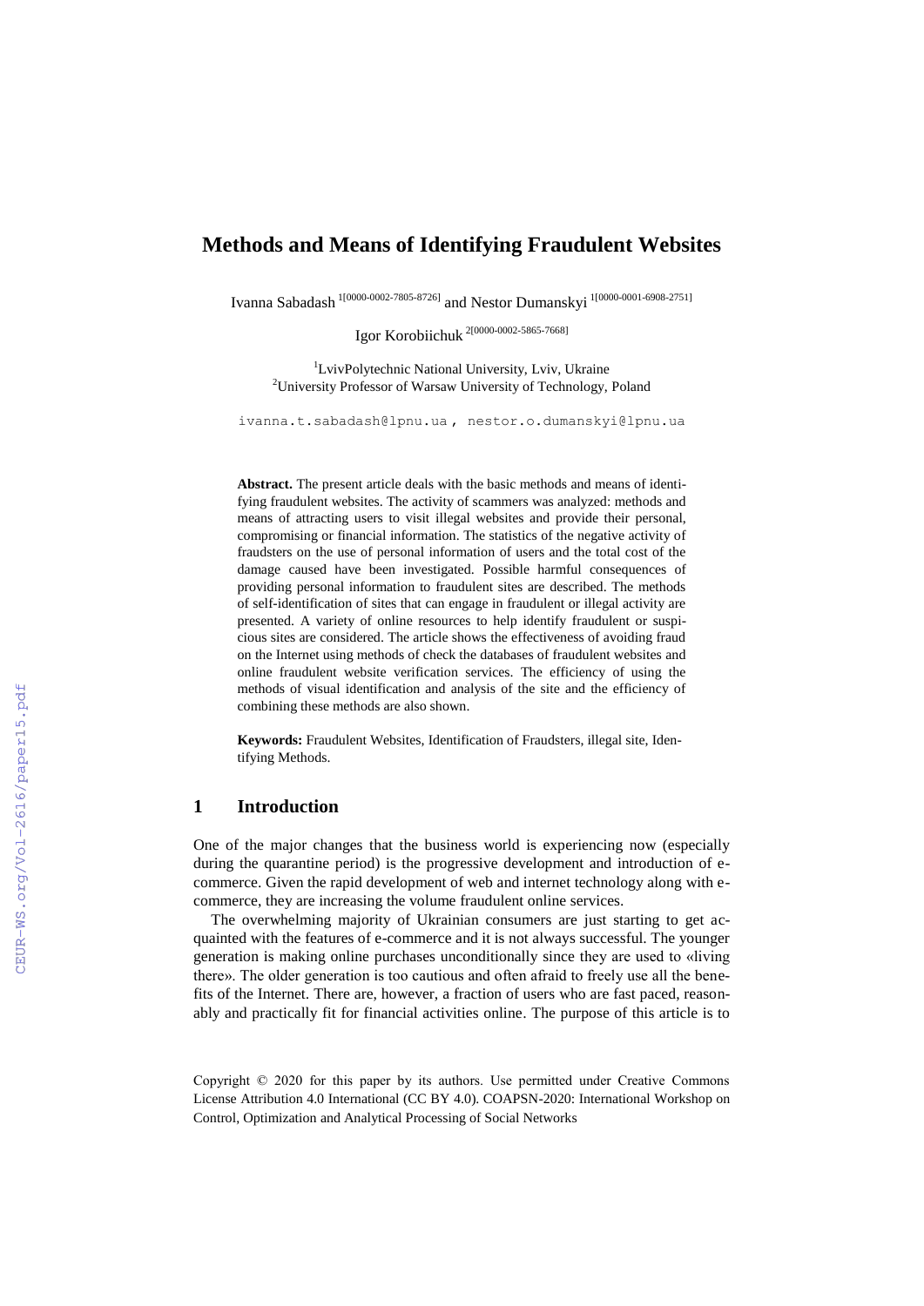# Methods and Means of Identifying Fraudulent Websites

Ivanna Sabadash [1[0000-0002-7805-8726]] and Nestor Dumanskyi [1[0000-0001-6908-2751]]

Igor Korobiichuk [2[0000-0002-5865-7668]]

[1]LvivPolytechnic National University, Lviv, Ukraine
[2]University Professor of Warsaw University of Technology, Poland

ivanna.t.sabadash@lpnu.ua , nestor.o.dumanskyi@lpnu.ua

**Abstract.** The present article deals with the basic methods and means of identifying fraudulent websites. The activity of scammers was analyzed: methods and means of attracting users to visit illegal websites and provide their personal, compromising or financial information. The statistics of the negative activity of fraudsters on the use of personal information of users and the total cost of the damage caused have been investigated. Possible harmful consequences of providing personal information to fraudulent sites are described. The methods of self-identification of sites that can engage in fraudulent or illegal activity are presented. A variety of online resources to help identify fraudulent or suspicious sites are considered. The article shows the effectiveness of avoiding fraud on the Internet using methods of check the databases of fraudulent websites and online fraudulent website verification services. The efficiency of using the methods of visual identification and analysis of the site and the efficiency of combining these methods are also shown.

**Keywords:** Fraudulent Websites, Identification of Fraudsters, illegal site, Identifying Methods.

## 1 Introduction

One of the major changes that the business world is experiencing now (especially during the quarantine period) is the progressive development and introduction of e-commerce. Given the rapid development of web and internet technology along with e-commerce, they are increasing the volume fraudulent online services.

The overwhelming majority of Ukrainian consumers are just starting to get acquainted with the features of e-commerce and it is not always successful. The younger generation is making online purchases unconditionally since they are used to «living there». The older generation is too cautious and often afraid to freely use all the benefits of the Internet. There are, however, a fraction of users who are fast paced, reasonably and practically fit for financial activities online. The purpose of this article is to

Copyright © 2020 for this paper by its authors. Use permitted under Creative Commons License Attribution 4.0 International (CC BY 4.0). COAPSN-2020: International Workshop on Control, Optimization and Analytical Processing of Social Networks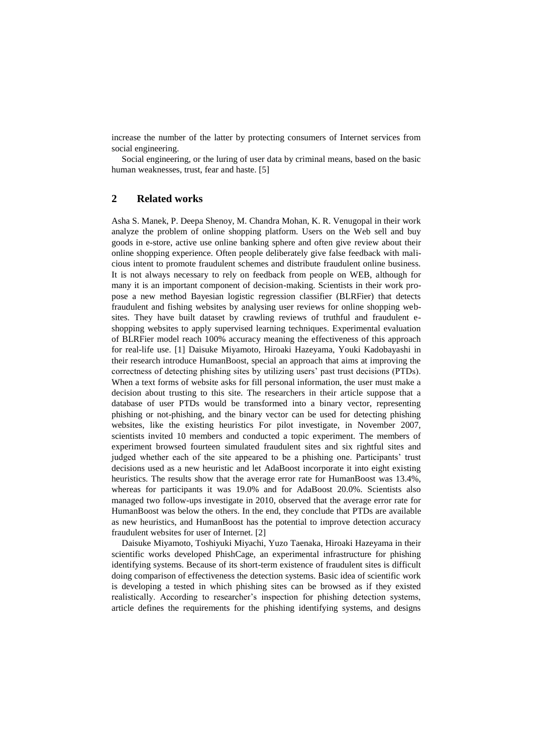increase the number of the latter by protecting consumers of Internet services from social engineering.

Social engineering, or the luring of user data by criminal means, based on the basic human weaknesses, trust, fear and haste. [5]

## 2 Related works

Asha S. Manek, P. Deepa Shenoy, M. Chandra Mohan, K. R. Venugopal in their work analyze the problem of online shopping platform. Users on the Web sell and buy goods in e-store, active use online banking sphere and often give review about their online shopping experience. Often people deliberately give false feedback with malicious intent to promote fraudulent schemes and distribute fraudulent online business. It is not always necessary to rely on feedback from people on WEB, although for many it is an important component of decision-making. Scientists in their work propose a new method Bayesian logistic regression classifier (BLRFier) that detects fraudulent and fishing websites by analysing user reviews for online shopping websites. They have built dataset by crawling reviews of truthful and fraudulent e-shopping websites to apply supervised learning techniques. Experimental evaluation of BLRFier model reach 100% accuracy meaning the effectiveness of this approach for real-life use. [1] Daisuke Miyamoto, Hiroaki Hazeyama, Youki Kadobayashi in their research introduce HumanBoost, special an approach that aims at improving the correctness of detecting phishing sites by utilizing users' past trust decisions (PTDs). When a text forms of website asks for fill personal information, the user must make a decision about trusting to this site. The researchers in their article suppose that a database of user PTDs would be transformed into a binary vector, representing phishing or not-phishing, and the binary vector can be used for detecting phishing websites, like the existing heuristics For pilot investigate, in November 2007, scientists invited 10 members and conducted a topic experiment. The members of experiment browsed fourteen simulated fraudulent sites and six rightful sites and judged whether each of the site appeared to be a phishing one. Participants' trust decisions used as a new heuristic and let AdaBoost incorporate it into eight existing heuristics. The results show that the average error rate for HumanBoost was 13.4%, whereas for participants it was 19.0% and for AdaBoost 20.0%. Scientists also managed two follow-ups investigate in 2010, observed that the average error rate for HumanBoost was below the others. In the end, they conclude that PTDs are available as new heuristics, and HumanBoost has the potential to improve detection accuracy fraudulent websites for user of Internet. [2]

Daisuke Miyamoto, Toshiyuki Miyachi, Yuzo Taenaka, Hiroaki Hazeyama in their scientific works developed PhishCage, an experimental infrastructure for phishing identifying systems. Because of its short-term existence of fraudulent sites is difficult doing comparison of effectiveness the detection systems. Basic idea of scientific work is developing a tested in which phishing sites can be browsed as if they existed realistically. According to researcher's inspection for phishing detection systems, article defines the requirements for the phishing identifying systems, and designs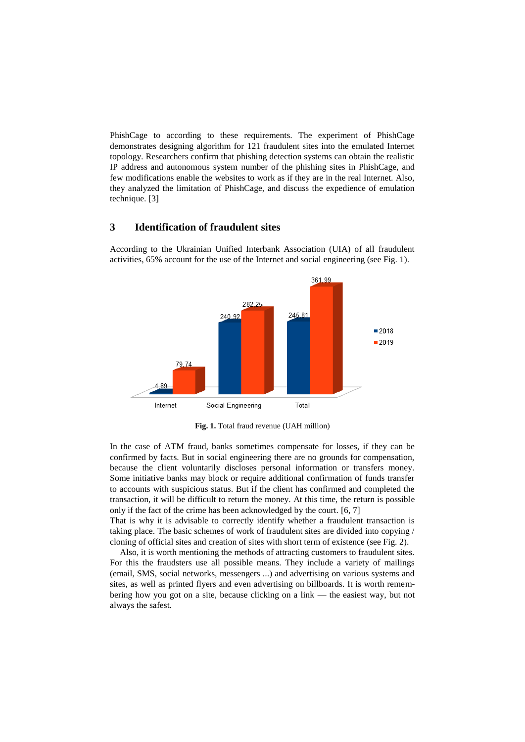PhishCage to according to these requirements. The experiment of PhishCage demonstrates designing algorithm for 121 fraudulent sites into the emulated Internet topology. Researchers confirm that phishing detection systems can obtain the realistic IP address and autonomous system number of the phishing sites in PhishCage, and few modifications enable the websites to work as if they are in the real Internet. Also, they analyzed the limitation of PhishCage, and discuss the expedience of emulation technique. [3]

## 3 Identification of fraudulent sites

According to the Ukrainian Unified Interbank Association (UIA) of all fraudulent activities, 65% account for the use of the Internet and social engineering (see Fig. 1).

| | Internet | Social Engineering | Total |
|---|---|---|---|
| 2018 | 4.89 | 240.92 | 245.81 |
| 2019 | 79.74 | 282.25 | 361.99 |

**Fig. 1.** Total fraud revenue (UAH million)

In the case of ATM fraud, banks sometimes compensate for losses, if they can be confirmed by facts. But in social engineering there are no grounds for compensation, because the client voluntarily discloses personal information or transfers money. Some initiative banks may block or require additional confirmation of funds transfer to accounts with suspicious status. But if the client has confirmed and completed the transaction, it will be difficult to return the money. At this time, the return is possible only if the fact of the crime has been acknowledged by the court. [6, 7]

That is why it is advisable to correctly identify whether a fraudulent transaction is taking place. The basic schemes of work of fraudulent sites are divided into copying / cloning of official sites and creation of sites with short term of existence (see Fig. 2).

Also, it is worth mentioning the methods of attracting customers to fraudulent sites. For this the fraudsters use all possible means. They include a variety of mailings (email, SMS, social networks, messengers ...) and advertising on various systems and sites, as well as printed flyers and even advertising on billboards. It is worth remembering how you got on a site, because clicking on a link — the easiest way, but not always the safest.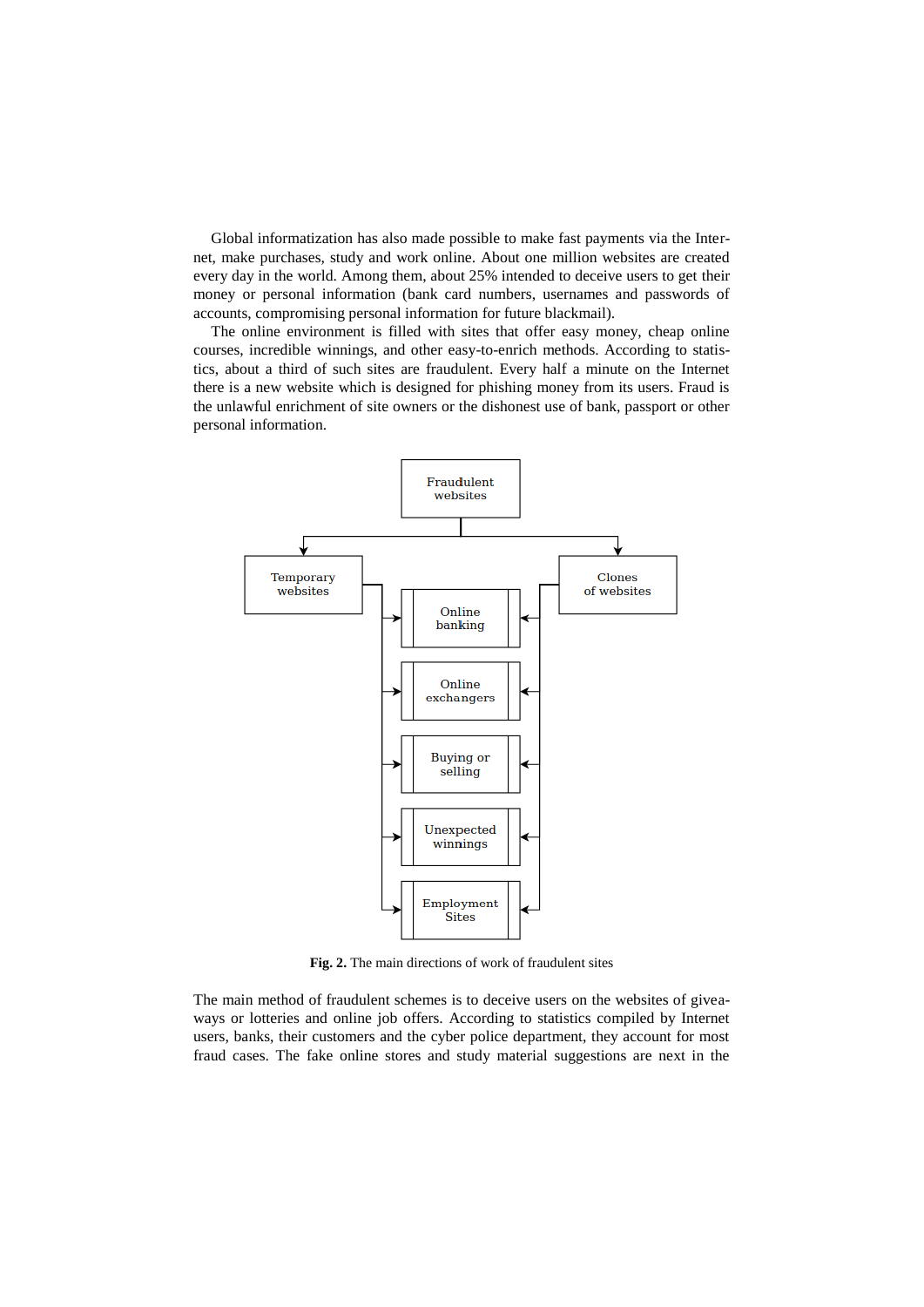Global informatization has also made possible to make fast payments via the Internet, make purchases, study and work online. About one million websites are created every day in the world. Among them, about 25% intended to deceive users to get their money or personal information (bank card numbers, usernames and passwords of accounts, compromising personal information for future blackmail).

The online environment is filled with sites that offer easy money, cheap online courses, incredible winnings, and other easy-to-enrich methods. According to statistics, about a third of such sites are fraudulent. Every half a minute on the Internet there is a new website which is designed for phishing money from its users. Fraud is the unlawful enrichment of site owners or the dishonest use of bank, passport or other personal information.

**Fig. 2.** The main directions of work of fraudulent sites

The main method of fraudulent schemes is to deceive users on the websites of giveaways or lotteries and online job offers. According to statistics compiled by Internet users, banks, their customers and the cyber police department, they account for most fraud cases. The fake online stores and study material suggestions are next in the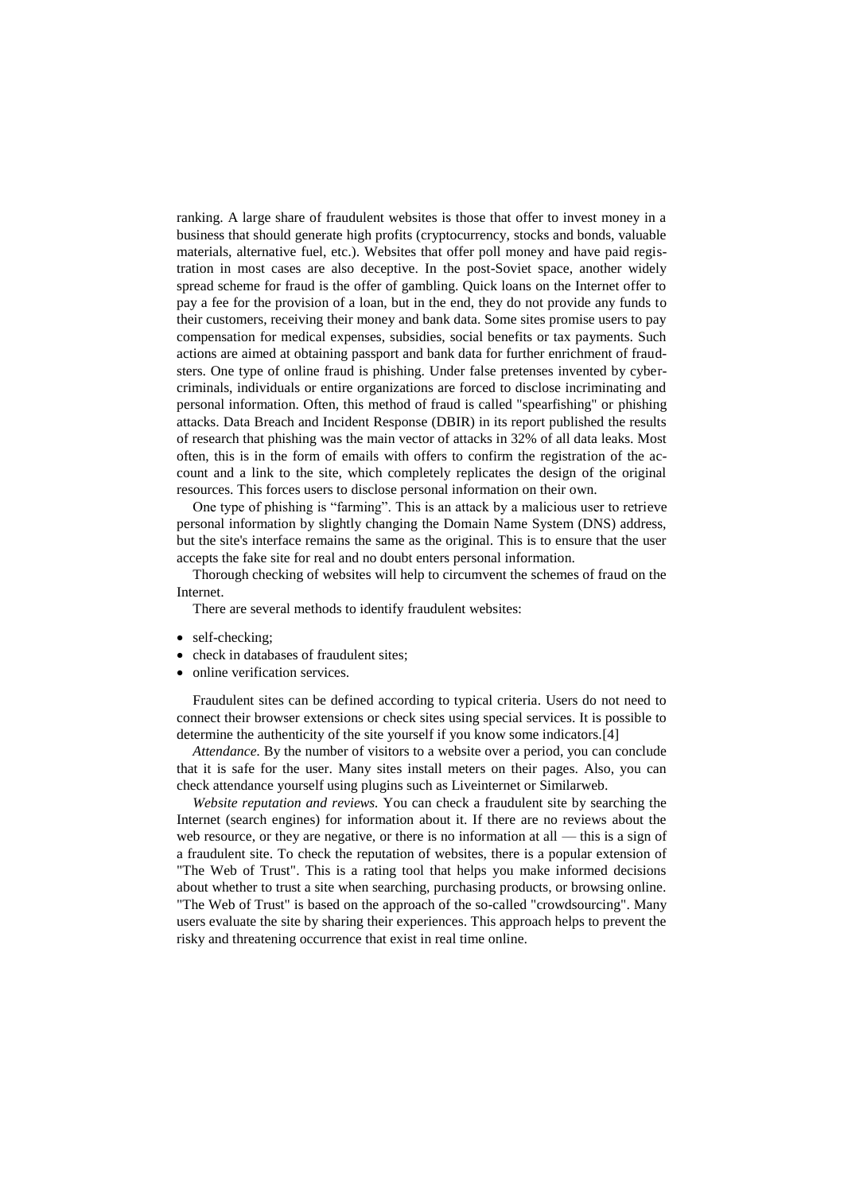ranking. A large share of fraudulent websites is those that offer to invest money in a business that should generate high profits (cryptocurrency, stocks and bonds, valuable materials, alternative fuel, etc.). Websites that offer poll money and have paid registration in most cases are also deceptive. In the post-Soviet space, another widely spread scheme for fraud is the offer of gambling. Quick loans on the Internet offer to pay a fee for the provision of a loan, but in the end, they do not provide any funds to their customers, receiving their money and bank data. Some sites promise users to pay compensation for medical expenses, subsidies, social benefits or tax payments. Such actions are aimed at obtaining passport and bank data for further enrichment of fraudsters. One type of online fraud is phishing. Under false pretenses invented by cybercriminals, individuals or entire organizations are forced to disclose incriminating and personal information. Often, this method of fraud is called "spearfishing" or phishing attacks. Data Breach and Incident Response (DBIR) in its report published the results of research that phishing was the main vector of attacks in 32% of all data leaks. Most often, this is in the form of emails with offers to confirm the registration of the account and a link to the site, which completely replicates the design of the original resources. This forces users to disclose personal information on their own.

One type of phishing is "farming". This is an attack by a malicious user to retrieve personal information by slightly changing the Domain Name System (DNS) address, but the site's interface remains the same as the original. This is to ensure that the user accepts the fake site for real and no doubt enters personal information.

Thorough checking of websites will help to circumvent the schemes of fraud on the Internet.

There are several methods to identify fraudulent websites:

- self-checking;
- check in databases of fraudulent sites;
- online verification services.

Fraudulent sites can be defined according to typical criteria. Users do not need to connect their browser extensions or check sites using special services. It is possible to determine the authenticity of the site yourself if you know some indicators.[4]

*Attendance.* By the number of visitors to a website over a period, you can conclude that it is safe for the user. Many sites install meters on their pages. Also, you can check attendance yourself using plugins such as Liveinternet or Similarweb.

*Website reputation and reviews.* You can check a fraudulent site by searching the Internet (search engines) for information about it. If there are no reviews about the web resource, or they are negative, or there is no information at all — this is a sign of a fraudulent site. To check the reputation of websites, there is a popular extension of "The Web of Trust". This is a rating tool that helps you make informed decisions about whether to trust a site when searching, purchasing products, or browsing online. "The Web of Trust" is based on the approach of the so-called "crowdsourcing". Many users evaluate the site by sharing their experiences. This approach helps to prevent the risky and threatening occurrence that exist in real time online.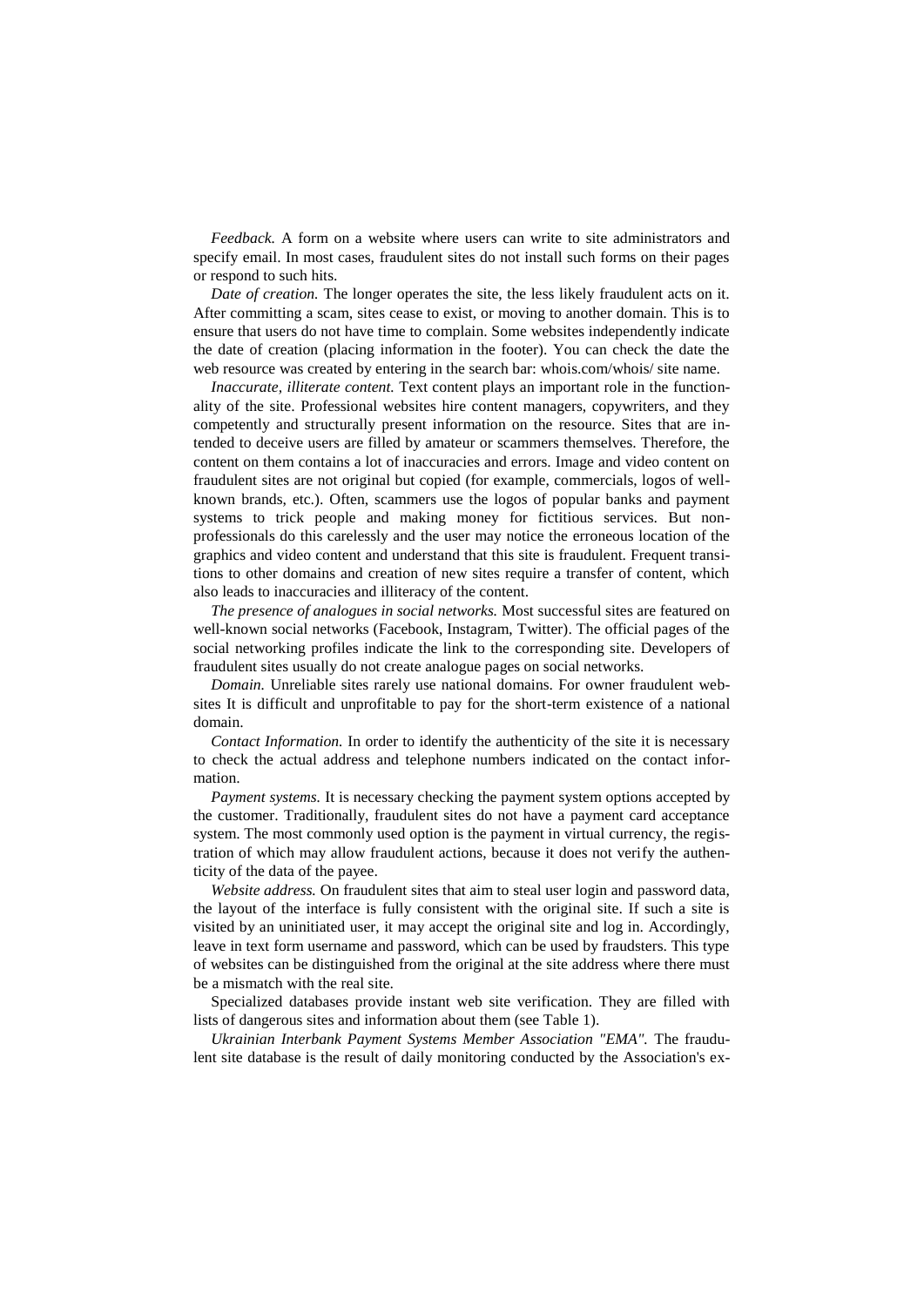*Feedback.* A form on a website where users can write to site administrators and specify email. In most cases, fraudulent sites do not install such forms on their pages or respond to such hits.

*Date of creation.* The longer operates the site, the less likely fraudulent acts on it. After committing a scam, sites cease to exist, or moving to another domain. This is to ensure that users do not have time to complain. Some websites independently indicate the date of creation (placing information in the footer). You can check the date the web resource was created by entering in the search bar: whois.com/whois/ site name.

*Inaccurate, illiterate content.* Text content plays an important role in the functionality of the site. Professional websites hire content managers, copywriters, and they competently and structurally present information on the resource. Sites that are intended to deceive users are filled by amateur or scammers themselves. Therefore, the content on them contains a lot of inaccuracies and errors. Image and video content on fraudulent sites are not original but copied (for example, commercials, logos of well-known brands, etc.). Often, scammers use the logos of popular banks and payment systems to trick people and making money for fictitious services. But non-professionals do this carelessly and the user may notice the erroneous location of the graphics and video content and understand that this site is fraudulent. Frequent transitions to other domains and creation of new sites require a transfer of content, which also leads to inaccuracies and illiteracy of the content.

*The presence of analogues in social networks.* Most successful sites are featured on well-known social networks (Facebook, Instagram, Twitter). The official pages of the social networking profiles indicate the link to the corresponding site. Developers of fraudulent sites usually do not create analogue pages on social networks.

*Domain.* Unreliable sites rarely use national domains. For owner fraudulent websites It is difficult and unprofitable to pay for the short-term existence of a national domain.

*Contact Information.* In order to identify the authenticity of the site it is necessary to check the actual address and telephone numbers indicated on the contact information.

*Payment systems.* It is necessary checking the payment system options accepted by the customer. Traditionally, fraudulent sites do not have a payment card acceptance system. The most commonly used option is the payment in virtual currency, the registration of which may allow fraudulent actions, because it does not verify the authenticity of the data of the payee.

*Website address.* On fraudulent sites that aim to steal user login and password data, the layout of the interface is fully consistent with the original site. If such a site is visited by an uninitiated user, it may accept the original site and log in. Accordingly, leave in text form username and password, which can be used by fraudsters. This type of websites can be distinguished from the original at the site address where there must be a mismatch with the real site.

Specialized databases provide instant web site verification. They are filled with lists of dangerous sites and information about them (see Table 1).

*Ukrainian Interbank Payment Systems Member Association "EMA".* The fraudulent site database is the result of daily monitoring conducted by the Association's ex-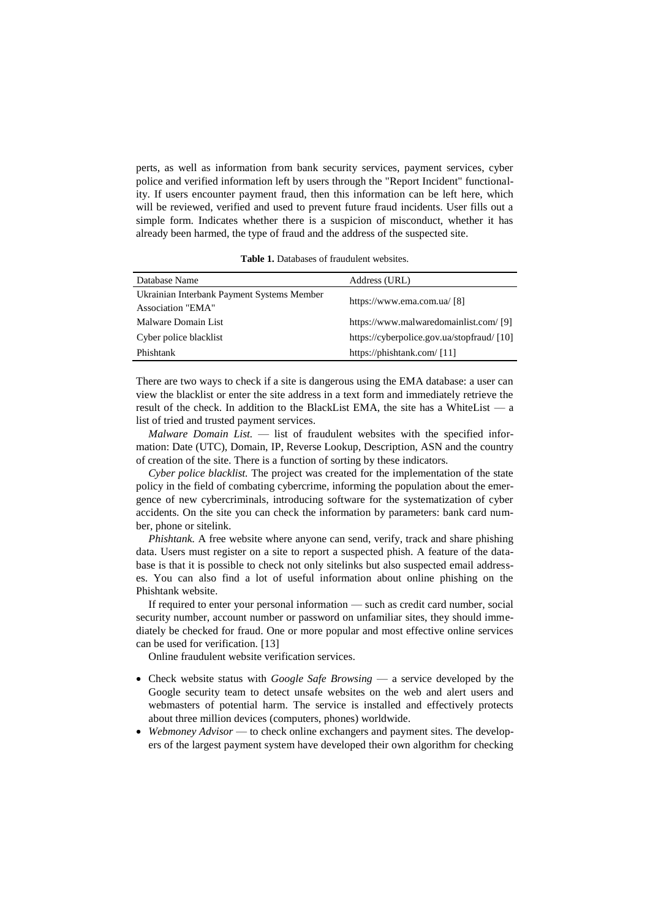perts, as well as information from bank security services, payment services, cyber police and verified information left by users through the "Report Incident" functionality. If users encounter payment fraud, then this information can be left here, which will be reviewed, verified and used to prevent future fraud incidents. User fills out a simple form. Indicates whether there is a suspicion of misconduct, whether it has already been harmed, the type of fraud and the address of the suspected site.

**Table 1.** Databases of fraudulent websites.

| Database Name | Address (URL) |
|---|---|
| Ukrainian Interbank Payment Systems Member Association "EMA" | https://www.ema.com.ua/ [8] |
| Malware Domain List | https://www.malwaredomainlist.com/ [9] |
| Cyber police blacklist | https://cyberpolice.gov.ua/stopfraud/ [10] |
| Phishtank | https://phishtank.com/ [11] |

There are two ways to check if a site is dangerous using the EMA database: a user can view the blacklist or enter the site address in a text form and immediately retrieve the result of the check. In addition to the BlackList EMA, the site has a WhiteList — a list of tried and trusted payment services.

*Malware Domain List.* — list of fraudulent websites with the specified information: Date (UTC), Domain, IP, Reverse Lookup, Description, ASN and the country of creation of the site. There is a function of sorting by these indicators.

*Cyber police blacklist.* The project was created for the implementation of the state policy in the field of combating cybercrime, informing the population about the emergence of new cybercriminals, introducing software for the systematization of cyber accidents. On the site you can check the information by parameters: bank card number, phone or sitelink.

*Phishtank.* A free website where anyone can send, verify, track and share phishing data. Users must register on a site to report a suspected phish. A feature of the database is that it is possible to check not only sitelinks but also suspected email addresses. You can also find a lot of useful information about online phishing on the Phishtank website.

If required to enter your personal information — such as credit card number, social security number, account number or password on unfamiliar sites, they should immediately be checked for fraud. One or more popular and most effective online services can be used for verification. [13]

Online fraudulent website verification services.

- Check website status with *Google Safe Browsing* — a service developed by the Google security team to detect unsafe websites on the web and alert users and webmasters of potential harm. The service is installed and effectively protects about three million devices (computers, phones) worldwide.
- *Webmoney Advisor* — to check online exchangers and payment sites. The developers of the largest payment system have developed their own algorithm for checking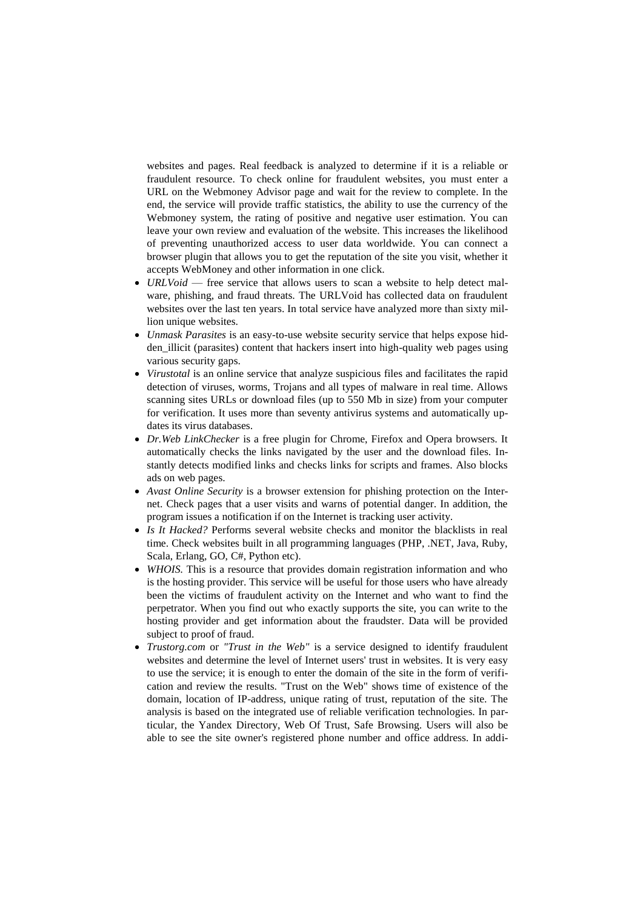websites and pages. Real feedback is analyzed to determine if it is a reliable or fraudulent resource. To check online for fraudulent websites, you must enter a URL on the Webmoney Advisor page and wait for the review to complete. In the end, the service will provide traffic statistics, the ability to use the currency of the Webmoney system, the rating of positive and negative user estimation. You can leave your own review and evaluation of the website. This increases the likelihood of preventing unauthorized access to user data worldwide. You can connect a browser plugin that allows you to get the reputation of the site you visit, whether it accepts WebMoney and other information in one click.

- *URLVoid* — free service that allows users to scan a website to help detect malware, phishing, and fraud threats. The URLVoid has collected data on fraudulent websites over the last ten years. In total service have analyzed more than sixty million unique websites.
- *Unmask Parasites* is an easy-to-use website security service that helps expose hidden_illicit (parasites) content that hackers insert into high-quality web pages using various security gaps.
- *Virustotal* is an online service that analyze suspicious files and facilitates the rapid detection of viruses, worms, Trojans and all types of malware in real time. Allows scanning sites URLs or download files (up to 550 Mb in size) from your computer for verification. It uses more than seventy antivirus systems and automatically updates its virus databases.
- *Dr.Web LinkChecker* is a free plugin for Chrome, Firefox and Opera browsers. It automatically checks the links navigated by the user and the download files. Instantly detects modified links and checks links for scripts and frames. Also blocks ads on web pages.
- *Avast Online Security* is a browser extension for phishing protection on the Internet. Check pages that a user visits and warns of potential danger. In addition, the program issues a notification if on the Internet is tracking user activity.
- *Is It Hacked?* Performs several website checks and monitor the blacklists in real time. Check websites built in all programming languages (PHP, .NET, Java, Ruby, Scala, Erlang, GO, C#, Python etc).
- *WHOIS.* This is a resource that provides domain registration information and who is the hosting provider. This service will be useful for those users who have already been the victims of fraudulent activity on the Internet and who want to find the perpetrator. When you find out who exactly supports the site, you can write to the hosting provider and get information about the fraudster. Data will be provided subject to proof of fraud.
- *Trustorg.com* or *"Trust in the Web"* is a service designed to identify fraudulent websites and determine the level of Internet users' trust in websites. It is very easy to use the service; it is enough to enter the domain of the site in the form of verification and review the results. "Trust on the Web" shows time of existence of the domain, location of IP-address, unique rating of trust, reputation of the site. The analysis is based on the integrated use of reliable verification technologies. In particular, the Yandex Directory, Web Of Trust, Safe Browsing. Users will also be able to see the site owner's registered phone number and office address. In addi-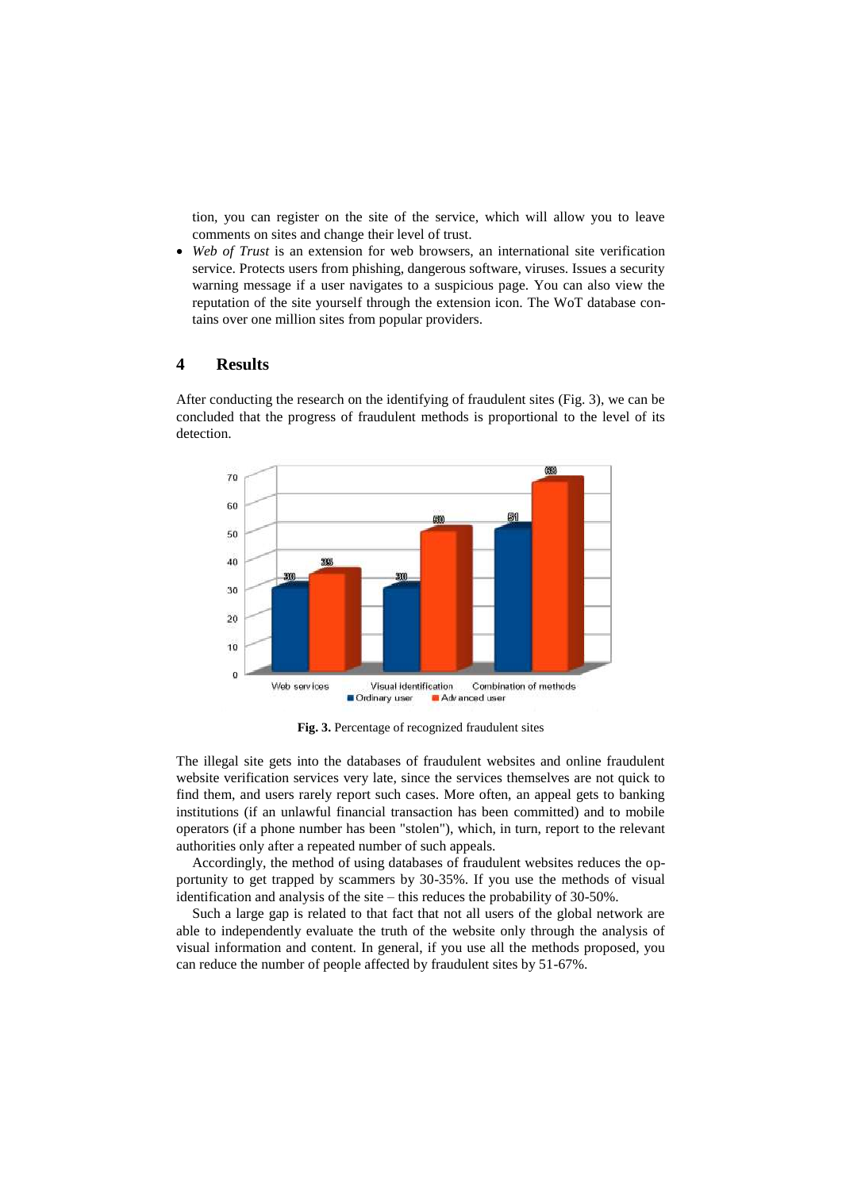tion, you can register on the site of the service, which will allow you to leave comments on sites and change their level of trust.

- *Web of Trust* is an extension for web browsers, an international site verification service. Protects users from phishing, dangerous software, viruses. Issues a security warning message if a user navigates to a suspicious page. You can also view the reputation of the site yourself through the extension icon. The WoT database contains over one million sites from popular providers.

## 4 Results

After conducting the research on the identifying of fraudulent sites (Fig. 3), we can be concluded that the progress of fraudulent methods is proportional to the level of its detection.

**Fig. 3.** Percentage of recognized fraudulent sites

The illegal site gets into the databases of fraudulent websites and online fraudulent website verification services very late, since the services themselves are not quick to find them, and users rarely report such cases. More often, an appeal gets to banking institutions (if an unlawful financial transaction has been committed) and to mobile operators (if a phone number has been "stolen"), which, in turn, report to the relevant authorities only after a repeated number of such appeals.

Accordingly, the method of using databases of fraudulent websites reduces the opportunity to get trapped by scammers by 30-35%. If you use the methods of visual identification and analysis of the site – this reduces the probability of 30-50%.

Such a large gap is related to that fact that not all users of the global network are able to independently evaluate the truth of the website only through the analysis of visual information and content. In general, if you use all the methods proposed, you can reduce the number of people affected by fraudulent sites by 51-67%.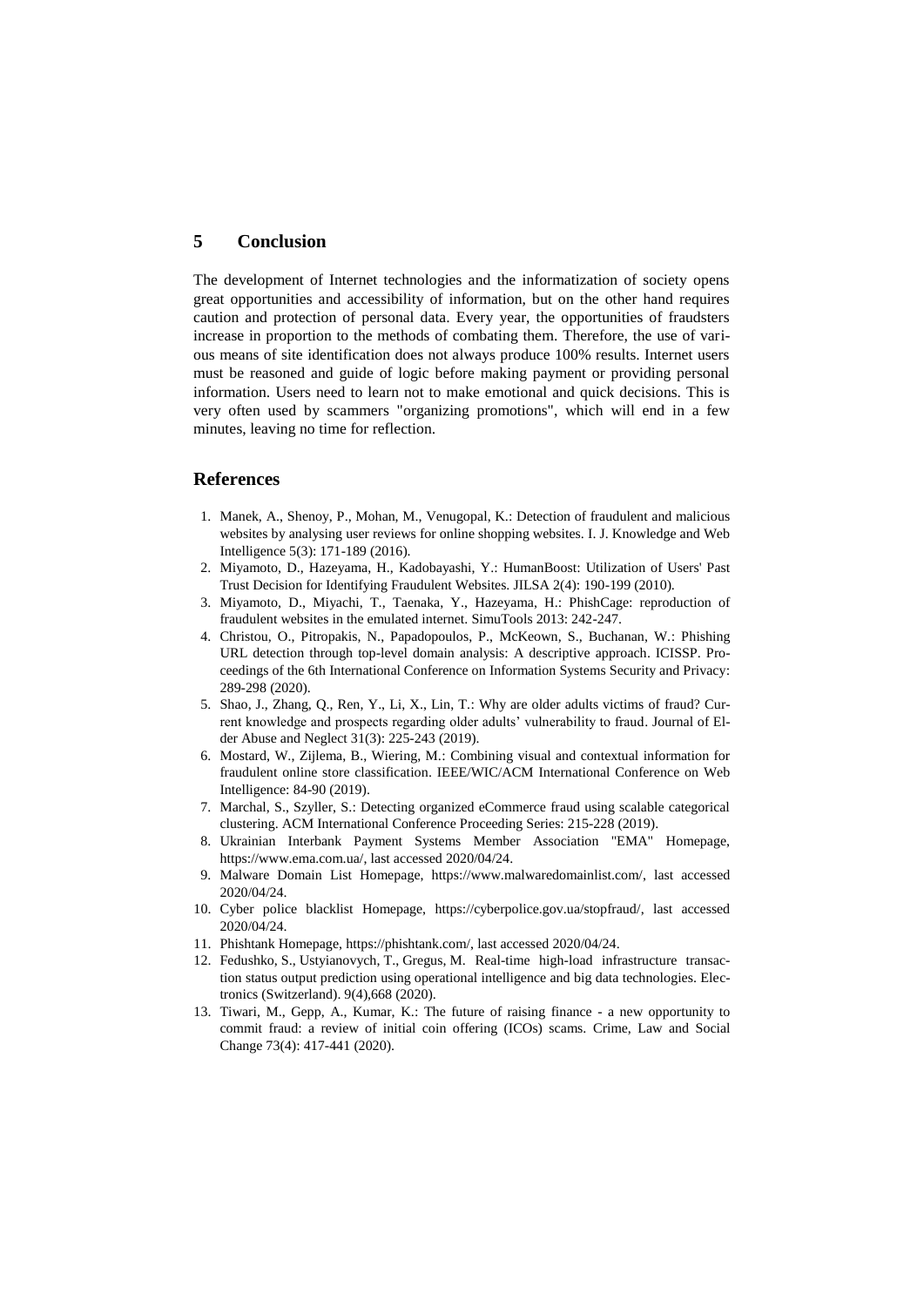## 5 Conclusion

The development of Internet technologies and the informatization of society opens great opportunities and accessibility of information, but on the other hand requires caution and protection of personal data. Every year, the opportunities of fraudsters increase in proportion to the methods of combating them. Therefore, the use of various means of site identification does not always produce 100% results. Internet users must be reasoned and guide of logic before making payment or providing personal information. Users need to learn not to make emotional and quick decisions. This is very often used by scammers "organizing promotions", which will end in a few minutes, leaving no time for reflection.

## References

1. Manek, A., Shenoy, P., Mohan, M., Venugopal, K.: Detection of fraudulent and malicious websites by analysing user reviews for online shopping websites. I. J. Knowledge and Web Intelligence 5(3): 171-189 (2016).
2. Miyamoto, D., Hazeyama, H., Kadobayashi, Y.: HumanBoost: Utilization of Users' Past Trust Decision for Identifying Fraudulent Websites. JILSA 2(4): 190-199 (2010).
3. Miyamoto, D., Miyachi, T., Taenaka, Y., Hazeyama, H.: PhishCage: reproduction of fraudulent websites in the emulated internet. SimuTools 2013: 242-247.
4. Christou, O., Pitropakis, N., Papadopoulos, P., McKeown, S., Buchanan, W.: Phishing URL detection through top-level domain analysis: A descriptive approach. ICISSP. Proceedings of the 6th International Conference on Information Systems Security and Privacy: 289-298 (2020).
5. Shao, J., Zhang, Q., Ren, Y., Li, X., Lin, T.: Why are older adults victims of fraud? Current knowledge and prospects regarding older adults' vulnerability to fraud. Journal of Elder Abuse and Neglect 31(3): 225-243 (2019).
6. Mostard, W., Zijlema, B., Wiering, M.: Combining visual and contextual information for fraudulent online store classification. IEEE/WIC/ACM International Conference on Web Intelligence: 84-90 (2019).
7. Marchal, S., Szyller, S.: Detecting organized eCommerce fraud using scalable categorical clustering. ACM International Conference Proceeding Series: 215-228 (2019).
8. Ukrainian Interbank Payment Systems Member Association "EMA" Homepage, https://www.ema.com.ua/, last accessed 2020/04/24.
9. Malware Domain List Homepage, https://www.malwaredomainlist.com/, last accessed 2020/04/24.
10. Cyber police blacklist Homepage, https://cyberpolice.gov.ua/stopfraud/, last accessed 2020/04/24.
11. Phishtank Homepage, https://phishtank.com/, last accessed 2020/04/24.
12. Fedushko, S., Ustyianovych, T., Gregus, M. Real-time high-load infrastructure transaction status output prediction using operational intelligence and big data technologies. Electronics (Switzerland). 9(4),668 (2020).
13. Tiwari, M., Gepp, A., Kumar, K.: The future of raising finance - a new opportunity to commit fraud: a review of initial coin offering (ICOs) scams. Crime, Law and Social Change 73(4): 417-441 (2020).